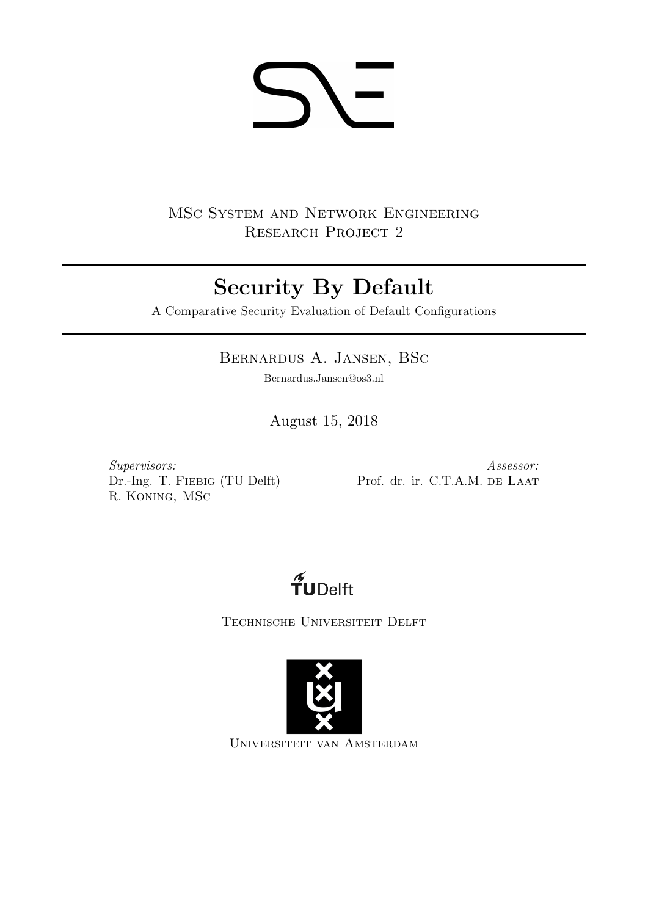MSc System and Network Engineering
Research Project 2

# Security By Default

A Comparative Security Evaluation of Default Configurations

Bernardus A. Jansen, BSc

Bernardus.Jansen@os3.nl

August 15, 2018

*Supervisors:*
Dr.-Ing. T. Fiebig (TU Delft)
R. Koning, MSc

*Assessor:*
Prof. dr. ir. C.T.A.M. de Laat

TUDelft

Technische Universiteit Delft

Universiteit van Amsterdam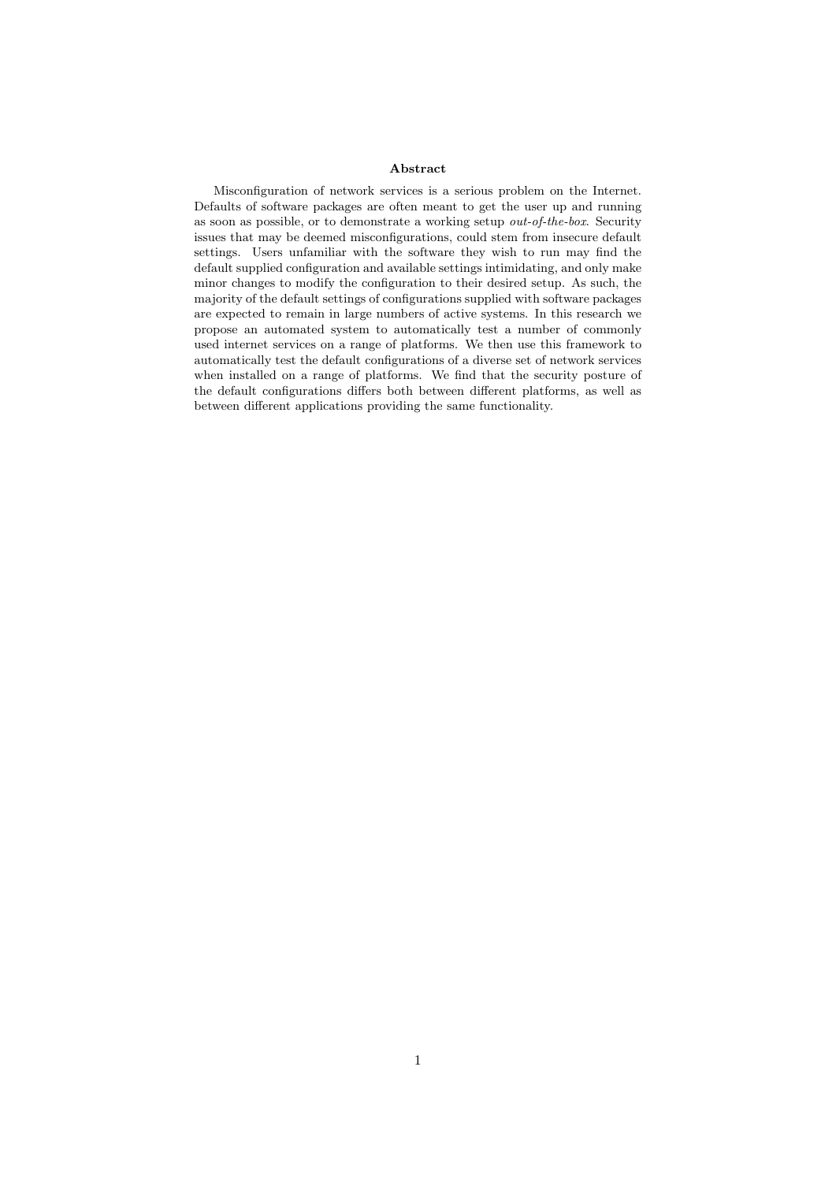## Abstract

Misconfiguration of network services is a serious problem on the Internet. Defaults of software packages are often meant to get the user up and running as soon as possible, or to demonstrate a working setup *out-of-the-box*. Security issues that may be deemed misconfigurations, could stem from insecure default settings. Users unfamiliar with the software they wish to run may find the default supplied configuration and available settings intimidating, and only make minor changes to modify the configuration to their desired setup. As such, the majority of the default settings of configurations supplied with software packages are expected to remain in large numbers of active systems. In this research we propose an automated system to automatically test a number of commonly used internet services on a range of platforms. We then use this framework to automatically test the default configurations of a diverse set of network services when installed on a range of platforms. We find that the security posture of the default configurations differs both between different platforms, as well as between different applications providing the same functionality.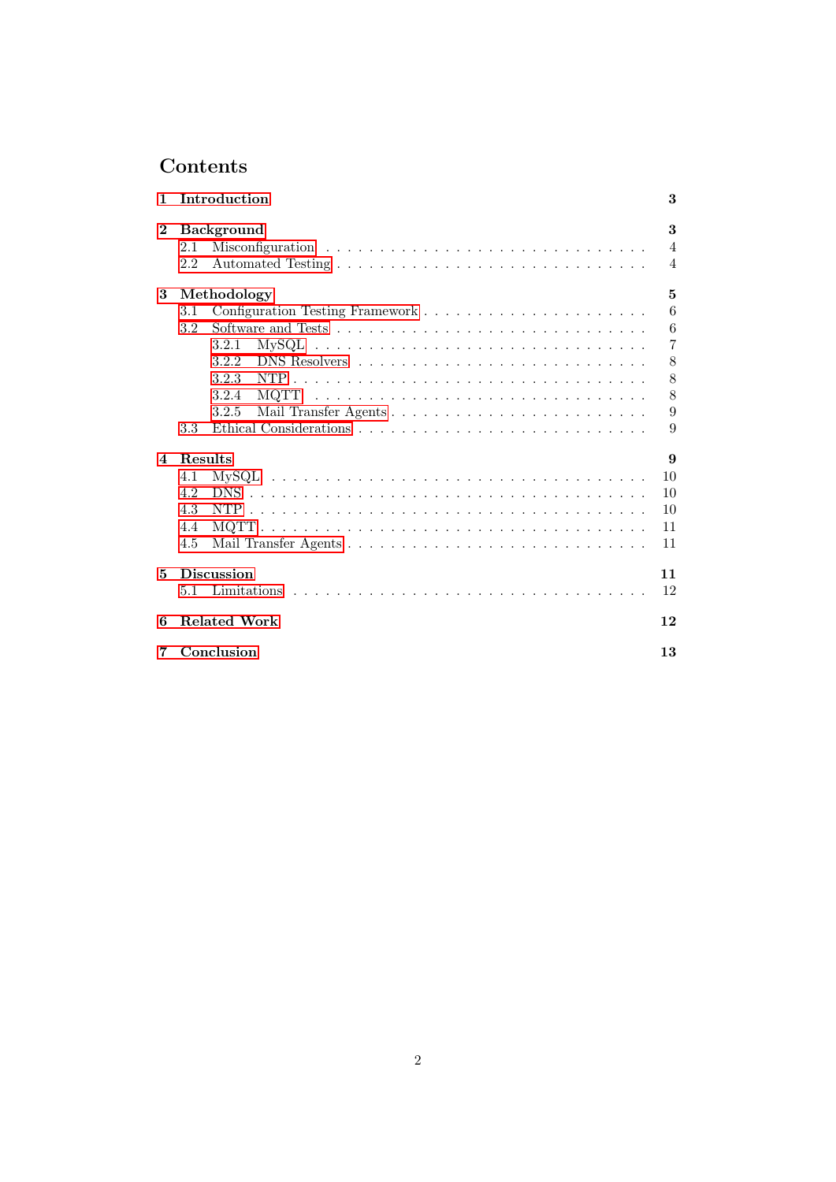# Contents

- **1 Introduction** — **3**
- **2 Background** — **3**
  - 2.1 Misconfiguration — 4
  - 2.2 Automated Testing — 4
- **3 Methodology** — **5**
  - 3.1 Configuration Testing Framework — 6
  - 3.2 Software and Tests — 6
    - 3.2.1 MySQL — 7
    - 3.2.2 DNS Resolvers — 8
    - 3.2.3 NTP — 8
    - 3.2.4 MQTT — 8
    - 3.2.5 Mail Transfer Agents — 9
  - 3.3 Ethical Considerations — 9
- **4 Results** — **9**
  - 4.1 MySQL — 10
  - 4.2 DNS — 10
  - 4.3 NTP — 10
  - 4.4 MQTT — 11
  - 4.5 Mail Transfer Agents — 11
- **5 Discussion** — **11**
  - 5.1 Limitations — 12
- **6 Related Work** — **12**
- **7 Conclusion** — **13**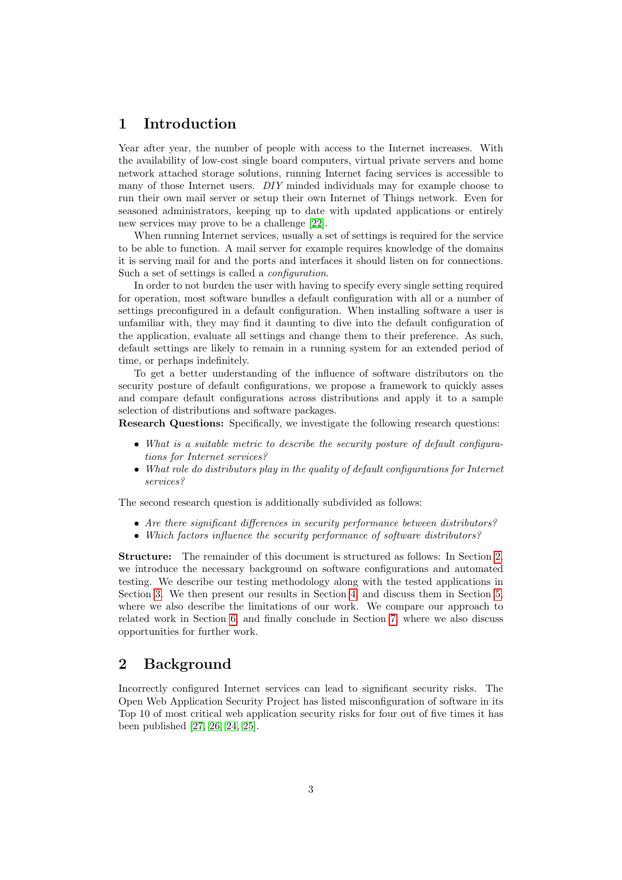# 1 Introduction

Year after year, the number of people with access to the Internet increases. With the availability of low-cost single board computers, virtual private servers and home network attached storage solutions, running Internet facing services is accessible to many of those Internet users. *DIY* minded individuals may for example choose to run their own mail server or setup their own Internet of Things network. Even for seasoned administrators, keeping up to date with updated applications or entirely new services may prove to be a challenge [22].

When running Internet services, usually a set of settings is required for the service to be able to function. A mail server for example requires knowledge of the domains it is serving mail for and the ports and interfaces it should listen on for connections. Such a set of settings is called a *configuration*.

In order to not burden the user with having to specify every single setting required for operation, most software bundles a default configuration with all or a number of settings preconfigured in a default configuration. When installing software a user is unfamiliar with, they may find it daunting to dive into the default configuration of the application, evaluate all settings and change them to their preference. As such, default settings are likely to remain in a running system for an extended period of time, or perhaps indefinitely.

To get a better understanding of the influence of software distributors on the security posture of default configurations, we propose a framework to quickly asses and compare default configurations across distributions and apply it to a sample selection of distributions and software packages.

**Research Questions:** Specifically, we investigate the following research questions:

- *What is a suitable metric to describe the security posture of default configurations for Internet services?*
- *What role do distributors play in the quality of default configurations for Internet services?*

The second research question is additionally subdivided as follows:

- *Are there significant differences in security performance between distributors?*
- *Which factors influence the security performance of software distributors?*

**Structure:** The remainder of this document is structured as follows: In Section 2, we introduce the necessary background on software configurations and automated testing. We describe our testing methodology along with the tested applications in Section 3. We then present our results in Section 4 and discuss them in Section 5, where we also describe the limitations of our work. We compare our approach to related work in Section 6 and finally conclude in Section 7, where we also discuss opportunities for further work.

# 2 Background

Incorrectly configured Internet services can lead to significant security risks. The Open Web Application Security Project has listed misconfiguration of software in its Top 10 of most critical web application security risks for four out of five times it has been published [27, 26, 24, 25].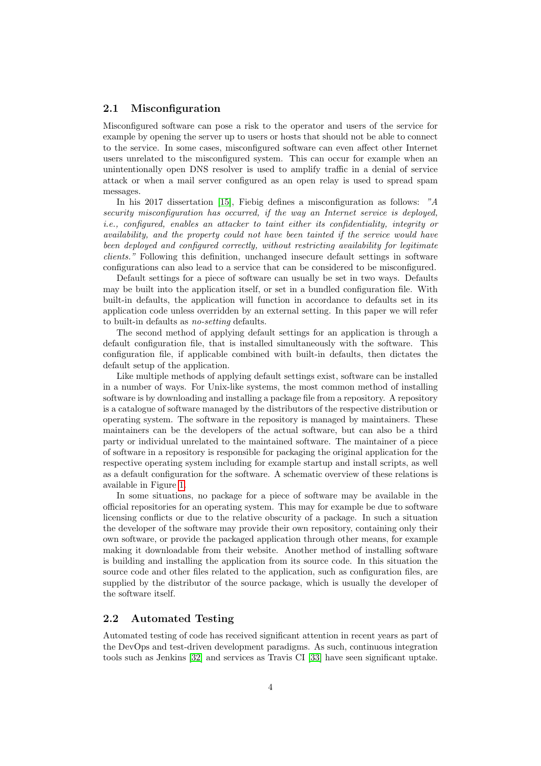## 2.1 Misconfiguration

Misconfigured software can pose a risk to the operator and users of the service for example by opening the server up to users or hosts that should not be able to connect to the service. In some cases, misconfigured software can even affect other Internet users unrelated to the misconfigured system. This can occur for example when an unintentionally open DNS resolver is used to amplify traffic in a denial of service attack or when a mail server configured as an open relay is used to spread spam messages.

In his 2017 dissertation [15], Fiebig defines a misconfiguration as follows: *"A security misconfiguration has occurred, if the way an Internet service is deployed, i.e., configured, enables an attacker to taint either its confidentiality, integrity or availability, and the property could not have been tainted if the service would have been deployed and configured correctly, without restricting availability for legitimate clients."* Following this definition, unchanged insecure default settings in software configurations can also lead to a service that can be considered to be misconfigured.

Default settings for a piece of software can usually be set in two ways. Defaults may be built into the application itself, or set in a bundled configuration file. With built-in defaults, the application will function in accordance to defaults set in its application code unless overridden by an external setting. In this paper we will refer to built-in defaults as *no-setting* defaults.

The second method of applying default settings for an application is through a default configuration file, that is installed simultaneously with the software. This configuration file, if applicable combined with built-in defaults, then dictates the default setup of the application.

Like multiple methods of applying default settings exist, software can be installed in a number of ways. For Unix-like systems, the most common method of installing software is by downloading and installing a package file from a repository. A repository is a catalogue of software managed by the distributors of the respective distribution or operating system. The software in the repository is managed by maintainers. These maintainers can be the developers of the actual software, but can also be a third party or individual unrelated to the maintained software. The maintainer of a piece of software in a repository is responsible for packaging the original application for the respective operating system including for example startup and install scripts, as well as a default configuration for the software. A schematic overview of these relations is available in Figure 1.

In some situations, no package for a piece of software may be available in the official repositories for an operating system. This may for example be due to software licensing conflicts or due to the relative obscurity of a package. In such a situation the developer of the software may provide their own repository, containing only their own software, or provide the packaged application through other means, for example making it downloadable from their website. Another method of installing software is building and installing the application from its source code. In this situation the source code and other files related to the application, such as configuration files, are supplied by the distributor of the source package, which is usually the developer of the software itself.

## 2.2 Automated Testing

Automated testing of code has received significant attention in recent years as part of the DevOps and test-driven development paradigms. As such, continuous integration tools such as Jenkins [32] and services as Travis CI [33] have seen significant uptake.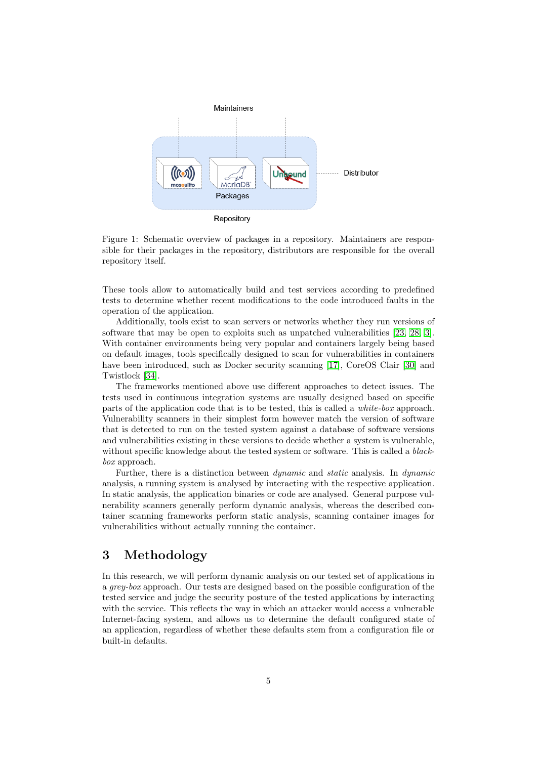Figure 1: Schematic overview of packages in a repository. Maintainers are responsible for their packages in the repository, distributors are responsible for the overall repository itself.

These tools allow to automatically build and test services according to predefined tests to determine whether recent modifications to the code introduced faults in the operation of the application.

Additionally, tools exist to scan servers or networks whether they run versions of software that may be open to exploits such as unpatched vulnerabilities [23, 28, 3]. With container environments being very popular and containers largely being based on default images, tools specifically designed to scan for vulnerabilities in containers have been introduced, such as Docker security scanning [17], CoreOS Clair [30] and Twistlock [34].

The frameworks mentioned above use different approaches to detect issues. The tests used in continuous integration systems are usually designed based on specific parts of the application code that is to be tested, this is called a *white-box* approach. Vulnerability scanners in their simplest form however match the version of software that is detected to run on the tested system against a database of software versions and vulnerabilities existing in these versions to decide whether a system is vulnerable, without specific knowledge about the tested system or software. This is called a *black-box* approach.

Further, there is a distinction between *dynamic* and *static* analysis. In *dynamic* analysis, a running system is analysed by interacting with the respective application. In static analysis, the application binaries or code are analysed. General purpose vulnerability scanners generally perform dynamic analysis, whereas the described container scanning frameworks perform static analysis, scanning container images for vulnerabilities without actually running the container.

# 3 Methodology

In this research, we will perform dynamic analysis on our tested set of applications in a *grey-box* approach. Our tests are designed based on the possible configuration of the tested service and judge the security posture of the tested applications by interacting with the service. This reflects the way in which an attacker would access a vulnerable Internet-facing system, and allows us to determine the default configured state of an application, regardless of whether these defaults stem from a configuration file or built-in defaults.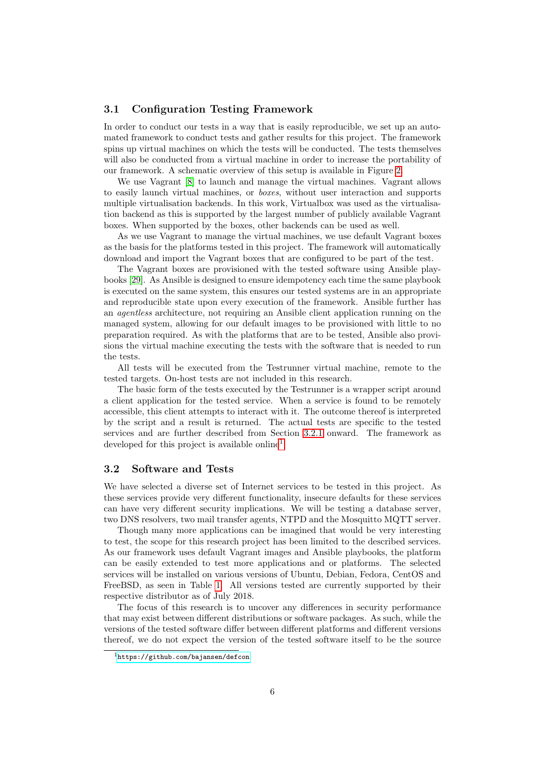### 3.1 Configuration Testing Framework

In order to conduct our tests in a way that is easily reproducible, we set up an automated framework to conduct tests and gather results for this project. The framework spins up virtual machines on which the tests will be conducted. The tests themselves will also be conducted from a virtual machine in order to increase the portability of our framework. A schematic overview of this setup is available in Figure 2.

We use Vagrant [8] to launch and manage the virtual machines. Vagrant allows to easily launch virtual machines, or *boxes*, without user interaction and supports multiple virtualisation backends. In this work, Virtualbox was used as the virtualisation backend as this is supported by the largest number of publicly available Vagrant boxes. When supported by the boxes, other backends can be used as well.

As we use Vagrant to manage the virtual machines, we use default Vagrant boxes as the basis for the platforms tested in this project. The framework will automatically download and import the Vagrant boxes that are configured to be part of the test.

The Vagrant boxes are provisioned with the tested software using Ansible playbooks [29]. As Ansible is designed to ensure idempotency each time the same playbook is executed on the same system, this ensures our tested systems are in an appropriate and reproducible state upon every execution of the framework. Ansible further has an *agentless* architecture, not requiring an Ansible client application running on the managed system, allowing for our default images to be provisioned with little to no preparation required. As with the platforms that are to be tested, Ansible also provisions the virtual machine executing the tests with the software that is needed to run the tests.

All tests will be executed from the Testrunner virtual machine, remote to the tested targets. On-host tests are not included in this research.

The basic form of the tests executed by the Testrunner is a wrapper script around a client application for the tested service. When a service is found to be remotely accessible, this client attempts to interact with it. The outcome thereof is interpreted by the script and a result is returned. The actual tests are specific to the tested services and are further described from Section 3.2.1 onward. The framework as developed for this project is available online[1].

### 3.2 Software and Tests

We have selected a diverse set of Internet services to be tested in this project. As these services provide very different functionality, insecure defaults for these services can have very different security implications. We will be testing a database server, two DNS resolvers, two mail transfer agents, NTPD and the Mosquitto MQTT server.

Though many more applications can be imagined that would be very interesting to test, the scope for this research project has been limited to the described services. As our framework uses default Vagrant images and Ansible playbooks, the platform can be easily extended to test more applications and or platforms. The selected services will be installed on various versions of Ubuntu, Debian, Fedora, CentOS and FreeBSD, as seen in Table 1. All versions tested are currently supported by their respective distributor as of July 2018.

The focus of this research is to uncover any differences in security performance that may exist between different distributions or software packages. As such, while the versions of the tested software differ between different platforms and different versions thereof, we do not expect the version of the tested software itself to be the source

[1] https://github.com/bajansen/defcon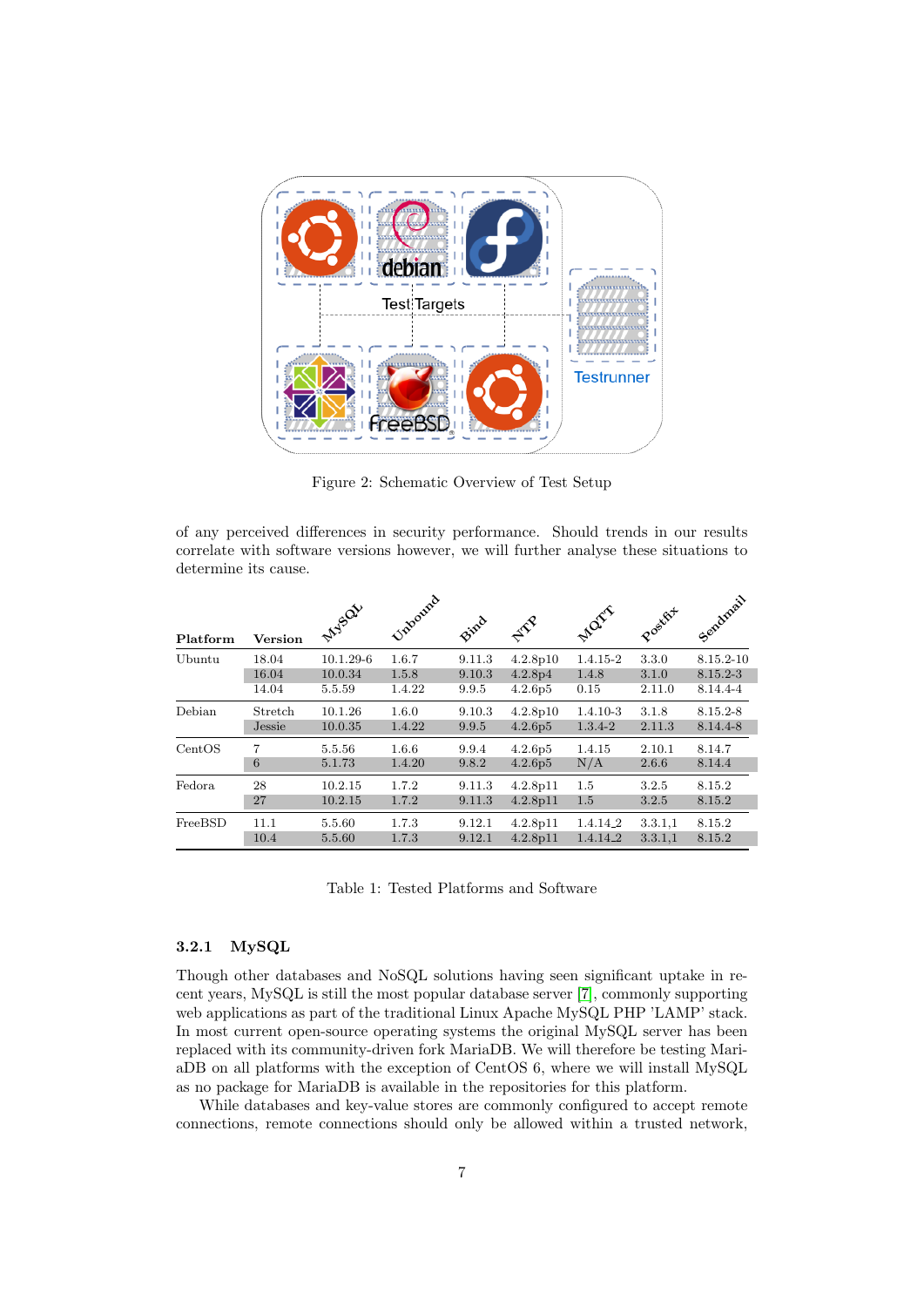Test Targets

Testrunner

Figure 2: Schematic Overview of Test Setup

of any perceived differences in security performance. Should trends in our results correlate with software versions however, we will further analyse these situations to determine its cause.

| Platform | Version | MySQL | Unbound | Bind | NTP | MQTT | Postfix | Sendmail |
|---|---|---|---|---|---|---|---|---|
| Ubuntu | 18.04 | 10.1.29-6 | 1.6.7 | 9.11.3 | 4.2.8p10 | 1.4.15-2 | 3.3.0 | 8.15.2-10 |
| | 16.04 | 10.0.34 | 1.5.8 | 9.10.3 | 4.2.8p4 | 1.4.8 | 3.1.0 | 8.15.2-3 |
| | 14.04 | 5.5.59 | 1.4.22 | 9.9.5 | 4.2.6p5 | 0.15 | 2.11.0 | 8.14.4-4 |
| Debian | Stretch | 10.1.26 | 1.6.0 | 9.10.3 | 4.2.8p10 | 1.4.10-3 | 3.1.8 | 8.15.2-8 |
| | Jessie | 10.0.35 | 1.4.22 | 9.9.5 | 4.2.6p5 | 1.3.4-2 | 2.11.3 | 8.14.4-8 |
| CentOS | 7 | 5.5.56 | 1.6.6 | 9.9.4 | 4.2.6p5 | 1.4.15 | 2.10.1 | 8.14.7 |
| | 6 | 5.1.73 | 1.4.20 | 9.8.2 | 4.2.6p5 | N/A | 2.6.6 | 8.14.4 |
| Fedora | 28 | 10.2.15 | 1.7.2 | 9.11.3 | 4.2.8p11 | 1.5 | 3.2.5 | 8.15.2 |
| | 27 | 10.2.15 | 1.7.2 | 9.11.3 | 4.2.8p11 | 1.5 | 3.2.5 | 8.15.2 |
| FreeBSD | 11.1 | 5.5.60 | 1.7.3 | 9.12.1 | 4.2.8p11 | 1.4.14_2 | 3.3.1,1 | 8.15.2 |
| | 10.4 | 5.5.60 | 1.7.3 | 9.12.1 | 4.2.8p11 | 1.4.14_2 | 3.3.1,1 | 8.15.2 |

Table 1: Tested Platforms and Software

#### 3.2.1 MySQL

Though other databases and NoSQL solutions having seen significant uptake in recent years, MySQL is still the most popular database server [7], commonly supporting web applications as part of the traditional Linux Apache MySQL PHP 'LAMP' stack. In most current open-source operating systems the original MySQL server has been replaced with its community-driven fork MariaDB. We will therefore be testing MariaDB on all platforms with the exception of CentOS 6, where we will install MySQL as no package for MariaDB is available in the repositories for this platform.

While databases and key-value stores are commonly configured to accept remote connections, remote connections should only be allowed within a trusted network,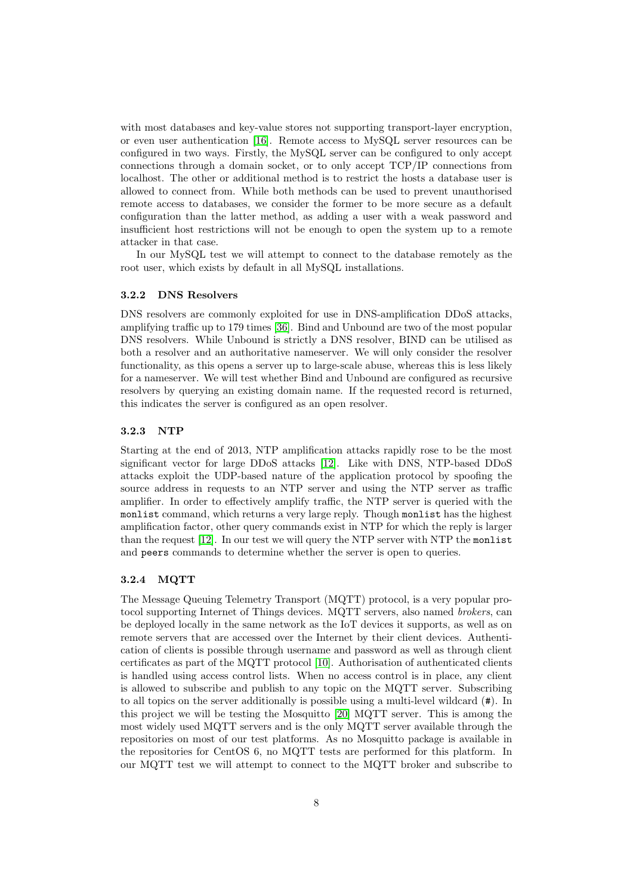with most databases and key-value stores not supporting transport-layer encryption, or even user authentication [16]. Remote access to MySQL server resources can be configured in two ways. Firstly, the MySQL server can be configured to only accept connections through a domain socket, or to only accept TCP/IP connections from localhost. The other or additional method is to restrict the hosts a database user is allowed to connect from. While both methods can be used to prevent unauthorised remote access to databases, we consider the former to be more secure as a default configuration than the latter method, as adding a user with a weak password and insufficient host restrictions will not be enough to open the system up to a remote attacker in that case.

In our MySQL test we will attempt to connect to the database remotely as the root user, which exists by default in all MySQL installations.

### 3.2.2 DNS Resolvers

DNS resolvers are commonly exploited for use in DNS-amplification DDoS attacks, amplifying traffic up to 179 times [36]. Bind and Unbound are two of the most popular DNS resolvers. While Unbound is strictly a DNS resolver, BIND can be utilised as both a resolver and an authoritative nameserver. We will only consider the resolver functionality, as this opens a server up to large-scale abuse, whereas this is less likely for a nameserver. We will test whether Bind and Unbound are configured as recursive resolvers by querying an existing domain name. If the requested record is returned, this indicates the server is configured as an open resolver.

### 3.2.3 NTP

Starting at the end of 2013, NTP amplification attacks rapidly rose to be the most significant vector for large DDoS attacks [12]. Like with DNS, NTP-based DDoS attacks exploit the UDP-based nature of the application protocol by spoofing the source address in requests to an NTP server and using the NTP server as traffic amplifier. In order to effectively amplify traffic, the NTP server is queried with the `monlist` command, which returns a very large reply. Though `monlist` has the highest amplification factor, other query commands exist in NTP for which the reply is larger than the request [12]. In our test we will query the NTP server with NTP the `monlist` and `peers` commands to determine whether the server is open to queries.

### 3.2.4 MQTT

The Message Queuing Telemetry Transport (MQTT) protocol, is a very popular protocol supporting Internet of Things devices. MQTT servers, also named *brokers*, can be deployed locally in the same network as the IoT devices it supports, as well as on remote servers that are accessed over the Internet by their client devices. Authentication of clients is possible through username and password as well as through client certificates as part of the MQTT protocol [10]. Authorisation of authenticated clients is handled using access control lists. When no access control is in place, any client is allowed to subscribe and publish to any topic on the MQTT server. Subscribing to all topics on the server additionally is possible using a multi-level wildcard (`#`). In this project we will be testing the Mosquitto [20] MQTT server. This is among the most widely used MQTT servers and is the only MQTT server available through the repositories on most of our test platforms. As no Mosquitto package is available in the repositories for CentOS 6, no MQTT tests are performed for this platform. In our MQTT test we will attempt to connect to the MQTT broker and subscribe to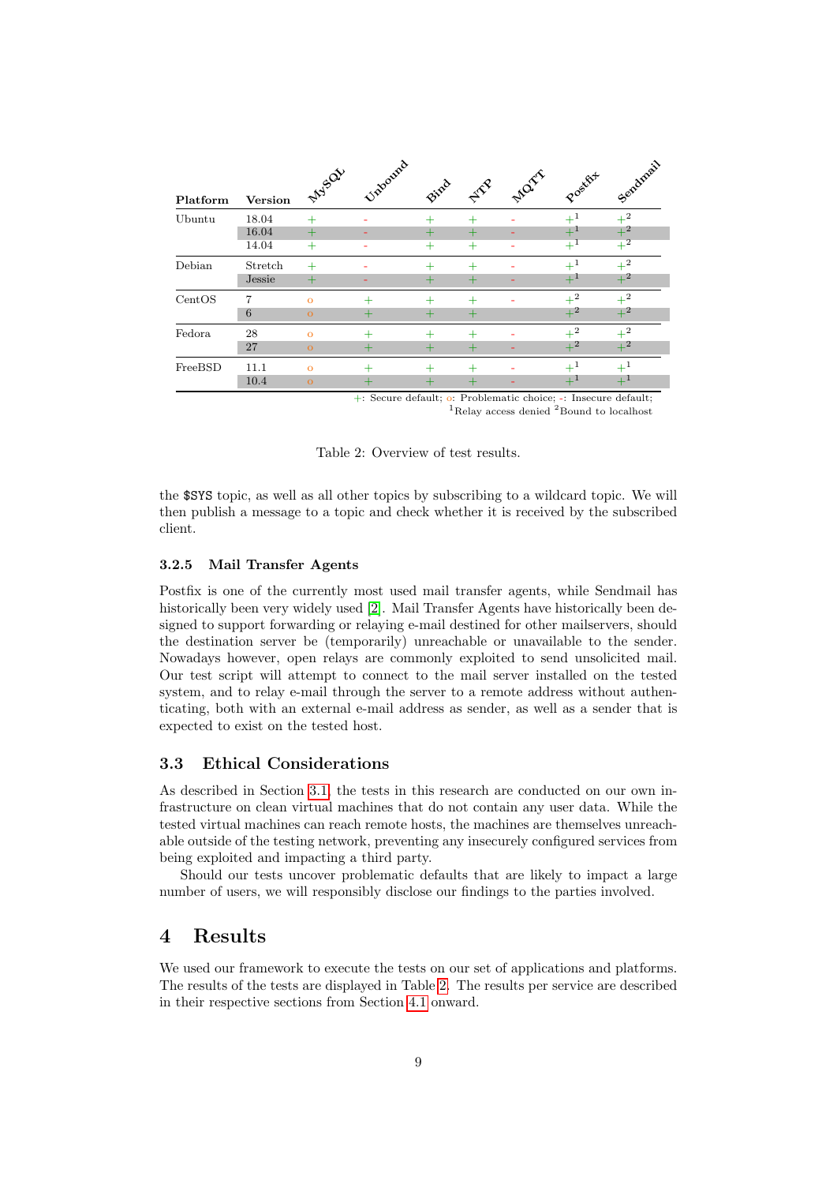| Platform | Version | MySQL | Unbound | Bind | NTP | MQTT | Postfix | Sendmail |
|---|---|---|---|---|---|---|---|---|
| Ubuntu | 18.04 | + | - | + | + | - | +[1] | +[2] |
| | 16.04 | + | - | + | + | - | +[1] | +[2] |
| | 14.04 | + | - | + | + | - | +[1] | +[2] |
| Debian | Stretch | + | - | + | + | - | +[1] | +[2] |
| | Jessie | + | - | + | + | - | +[1] | +[2] |
| CentOS | 7 | o | + | + | + | - | +[2] | +[2] |
| | 6 | o | + | + | + | | +[2] | +[2] |
| Fedora | 28 | o | + | + | + | - | +[2] | +[2] |
| | 27 | o | + | + | + | - | +[2] | +[2] |
| FreeBSD | 11.1 | o | + | + | + | - | +[1] | +[1] |
| | 10.4 | o | + | + | + | - | +[1] | +[1] |

+: Secure default; o: Problematic choice; -: Insecure default;
[1]Relay access denied [2]Bound to localhost

Table 2: Overview of test results.

the $SYS topic, as well as all other topics by subscribing to a wildcard topic. We will then publish a message to a topic and check whether it is received by the subscribed client.

#### 3.2.5 Mail Transfer Agents

Postfix is one of the currently most used mail transfer agents, while Sendmail has historically been very widely used [2]. Mail Transfer Agents have historically been designed to support forwarding or relaying e-mail destined for other mailservers, should the destination server be (temporarily) unreachable or unavailable to the sender. Nowadays however, open relays are commonly exploited to send unsolicited mail. Our test script will attempt to connect to the mail server installed on the tested system, and to relay e-mail through the server to a remote address without authenticating, both with an external e-mail address as sender, as well as a sender that is expected to exist on the tested host.

### 3.3 Ethical Considerations

As described in Section 3.1, the tests in this research are conducted on our own infrastructure on clean virtual machines that do not contain any user data. While the tested virtual machines can reach remote hosts, the machines are themselves unreachable outside of the testing network, preventing any insecurely configured services from being exploited and impacting a third party.

Should our tests uncover problematic defaults that are likely to impact a large number of users, we will responsibly disclose our findings to the parties involved.

## 4 Results

We used our framework to execute the tests on our set of applications and platforms. The results of the tests are displayed in Table 2. The results per service are described in their respective sections from Section 4.1 onward.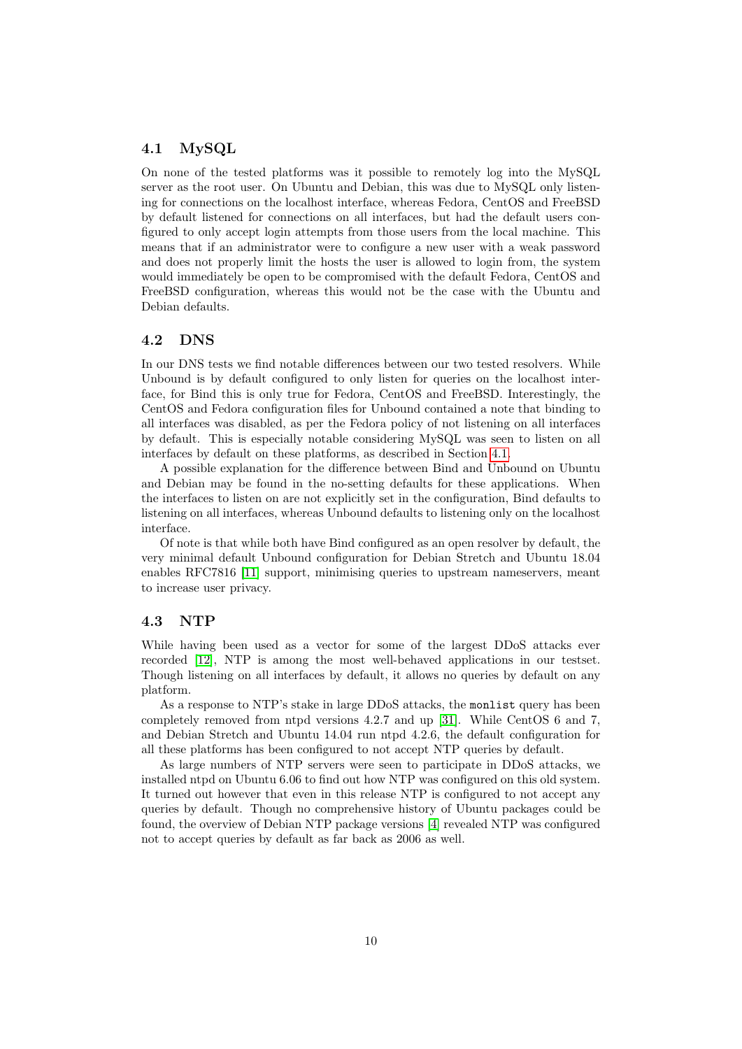### 4.1 MySQL

On none of the tested platforms was it possible to remotely log into the MySQL server as the root user. On Ubuntu and Debian, this was due to MySQL only listening for connections on the localhost interface, whereas Fedora, CentOS and FreeBSD by default listened for connections on all interfaces, but had the default users configured to only accept login attempts from those users from the local machine. This means that if an administrator were to configure a new user with a weak password and does not properly limit the hosts the user is allowed to login from, the system would immediately be open to be compromised with the default Fedora, CentOS and FreeBSD configuration, whereas this would not be the case with the Ubuntu and Debian defaults.

### 4.2 DNS

In our DNS tests we find notable differences between our two tested resolvers. While Unbound is by default configured to only listen for queries on the localhost interface, for Bind this is only true for Fedora, CentOS and FreeBSD. Interestingly, the CentOS and Fedora configuration files for Unbound contained a note that binding to all interfaces was disabled, as per the Fedora policy of not listening on all interfaces by default. This is especially notable considering MySQL was seen to listen on all interfaces by default on these platforms, as described in Section 4.1.

A possible explanation for the difference between Bind and Unbound on Ubuntu and Debian may be found in the no-setting defaults for these applications. When the interfaces to listen on are not explicitly set in the configuration, Bind defaults to listening on all interfaces, whereas Unbound defaults to listening only on the localhost interface.

Of note is that while both have Bind configured as an open resolver by default, the very minimal default Unbound configuration for Debian Stretch and Ubuntu 18.04 enables RFC7816 [11] support, minimising queries to upstream nameservers, meant to increase user privacy.

### 4.3 NTP

While having been used as a vector for some of the largest DDoS attacks ever recorded [12], NTP is among the most well-behaved applications in our testset. Though listening on all interfaces by default, it allows no queries by default on any platform.

As a response to NTP's stake in large DDoS attacks, the `monlist` query has been completely removed from ntpd versions 4.2.7 and up [31]. While CentOS 6 and 7, and Debian Stretch and Ubuntu 14.04 run ntpd 4.2.6, the default configuration for all these platforms has been configured to not accept NTP queries by default.

As large numbers of NTP servers were seen to participate in DDoS attacks, we installed ntpd on Ubuntu 6.06 to find out how NTP was configured on this old system. It turned out however that even in this release NTP is configured to not accept any queries by default. Though no comprehensive history of Ubuntu packages could be found, the overview of Debian NTP package versions [4] revealed NTP was configured not to accept queries by default as far back as 2006 as well.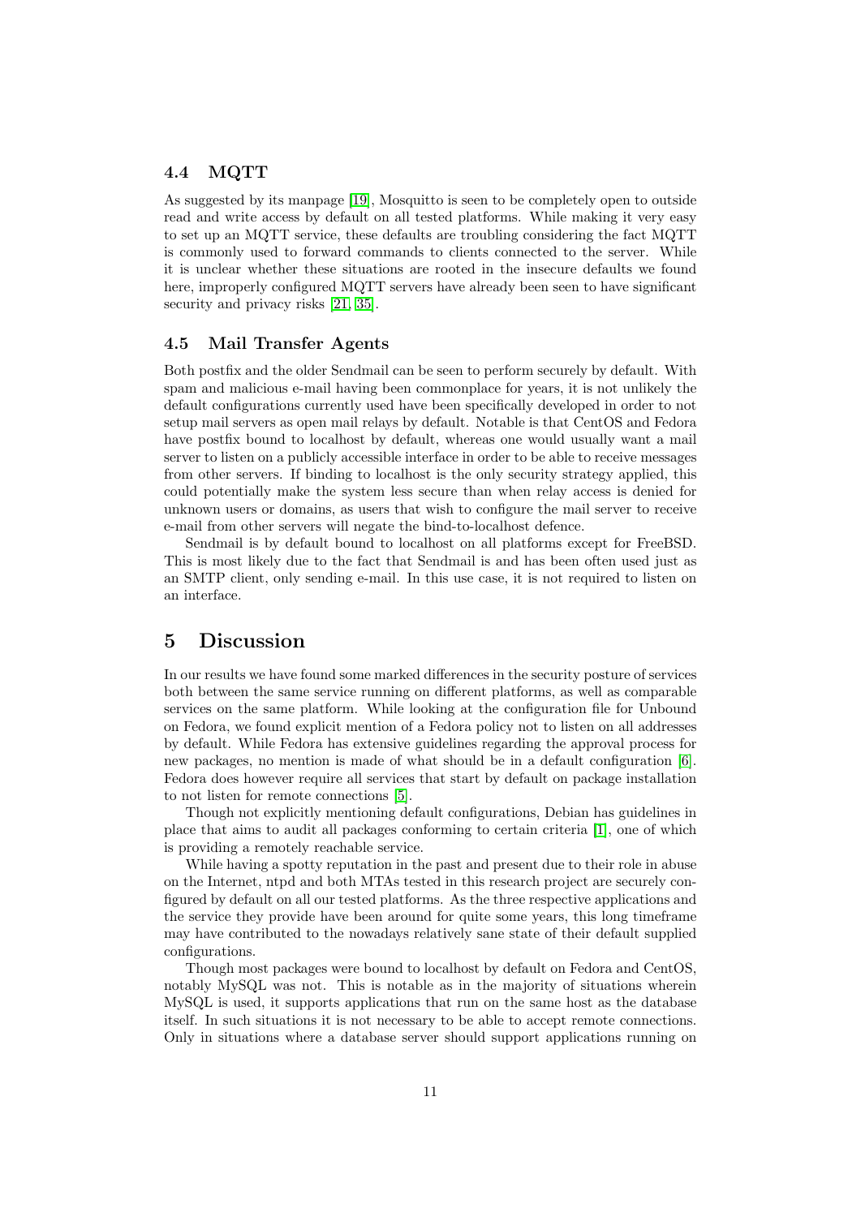### 4.4 MQTT

As suggested by its manpage [19], Mosquitto is seen to be completely open to outside read and write access by default on all tested platforms. While making it very easy to set up an MQTT service, these defaults are troubling considering the fact MQTT is commonly used to forward commands to clients connected to the server. While it is unclear whether these situations are rooted in the insecure defaults we found here, improperly configured MQTT servers have already been seen to have significant security and privacy risks [21, 35].

### 4.5 Mail Transfer Agents

Both postfix and the older Sendmail can be seen to perform securely by default. With spam and malicious e-mail having been commonplace for years, it is not unlikely the default configurations currently used have been specifically developed in order to not setup mail servers as open mail relays by default. Notable is that CentOS and Fedora have postfix bound to localhost by default, whereas one would usually want a mail server to listen on a publicly accessible interface in order to be able to receive messages from other servers. If binding to localhost is the only security strategy applied, this could potentially make the system less secure than when relay access is denied for unknown users or domains, as users that wish to configure the mail server to receive e-mail from other servers will negate the bind-to-localhost defence.

Sendmail is by default bound to localhost on all platforms except for FreeBSD. This is most likely due to the fact that Sendmail is and has been often used just as an SMTP client, only sending e-mail. In this use case, it is not required to listen on an interface.

## 5 Discussion

In our results we have found some marked differences in the security posture of services both between the same service running on different platforms, as well as comparable services on the same platform. While looking at the configuration file for Unbound on Fedora, we found explicit mention of a Fedora policy not to listen on all addresses by default. While Fedora has extensive guidelines regarding the approval process for new packages, no mention is made of what should be in a default configuration [6]. Fedora does however require all services that start by default on package installation to not listen for remote connections [5].

Though not explicitly mentioning default configurations, Debian has guidelines in place that aims to audit all packages conforming to certain criteria [1], one of which is providing a remotely reachable service.

While having a spotty reputation in the past and present due to their role in abuse on the Internet, ntpd and both MTAs tested in this research project are securely configured by default on all our tested platforms. As the three respective applications and the service they provide have been around for quite some years, this long timeframe may have contributed to the nowadays relatively sane state of their default supplied configurations.

Though most packages were bound to localhost by default on Fedora and CentOS, notably MySQL was not. This is notable as in the majority of situations wherein MySQL is used, it supports applications that run on the same host as the database itself. In such situations it is not necessary to be able to accept remote connections. Only in situations where a database server should support applications running on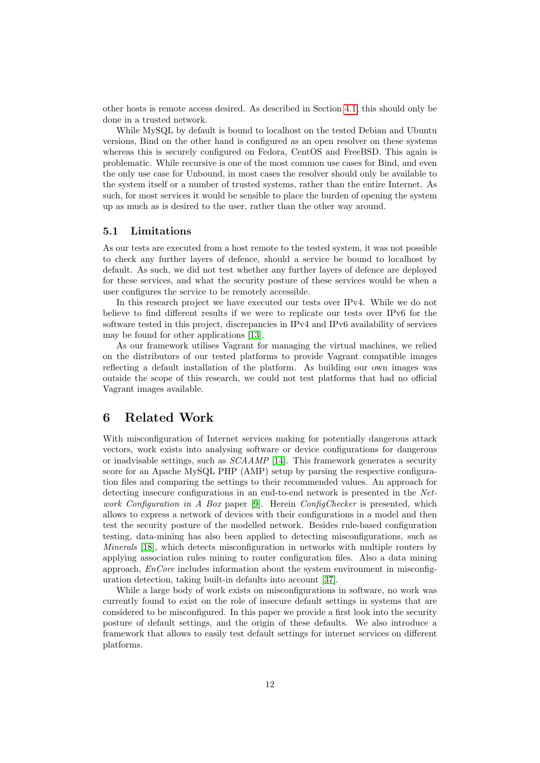other hosts is remote access desired. As described in Section 4.1, this should only be done in a trusted network.

While MySQL by default is bound to localhost on the tested Debian and Ubuntu versions, Bind on the other hand is configured as an open resolver on these systems whereas this is securely configured on Fedora, CentOS and FreeBSD. This again is problematic. While recursive is one of the most common use cases for Bind, and even the only use case for Unbound, in most cases the resolver should only be available to the system itself or a number of trusted systems, rather than the entire Internet. As such, for most services it would be sensible to place the burden of opening the system up as much as is desired to the user, rather than the other way around.

### 5.1 Limitations

As our tests are executed from a host remote to the tested system, it was not possible to check any further layers of defence, should a service be bound to localhost by default. As such, we did not test whether any further layers of defence are deployed for these services, and what the security posture of these services would be when a user configures the service to be remotely accessible.

In this research project we have executed our tests over IPv4. While we do not believe to find different results if we were to replicate our tests over IPv6 for the software tested in this project, discrepancies in IPv4 and IPv6 availability of services may be found for other applications [13].

As our framework utilises Vagrant for managing the virtual machines, we relied on the distributors of our tested platforms to provide Vagrant compatible images reflecting a default installation of the platform. As building our own images was outside the scope of this research, we could not test platforms that had no official Vagrant images available.

## 6 Related Work

With misconfiguration of Internet services making for potentially dangerous attack vectors, work exists into analysing software or device configurations for dangerous or inadvisable settings, such as *SCAAMP* [14]. This framework generates a security score for an Apache MySQL PHP (AMP) setup by parsing the respective configuration files and comparing the settings to their recommended values. An approach for detecting insecure configurations in an end-to-end network is presented in the *Network Configuration in A Box* paper [9]. Herein *ConfigChecker* is presented, which allows to express a network of devices with their configurations in a model and then test the security posture of the modelled network. Besides rule-based configuration testing, data-mining has also been applied to detecting misconfigurations, such as *Minerals* [18], which detects misconfiguration in networks with multiple routers by applying association rules mining to router configuration files. Also a data mining approach, *EnCore* includes information about the system environment in misconfiguration detection, taking built-in defaults into account [37].

While a large body of work exists on misconfigurations in software, no work was currently found to exist on the role of insecure default settings in systems that are considered to be misconfigured. In this paper we provide a first look into the security posture of default settings, and the origin of these defaults. We also introduce a framework that allows to easily test default settings for internet services on different platforms.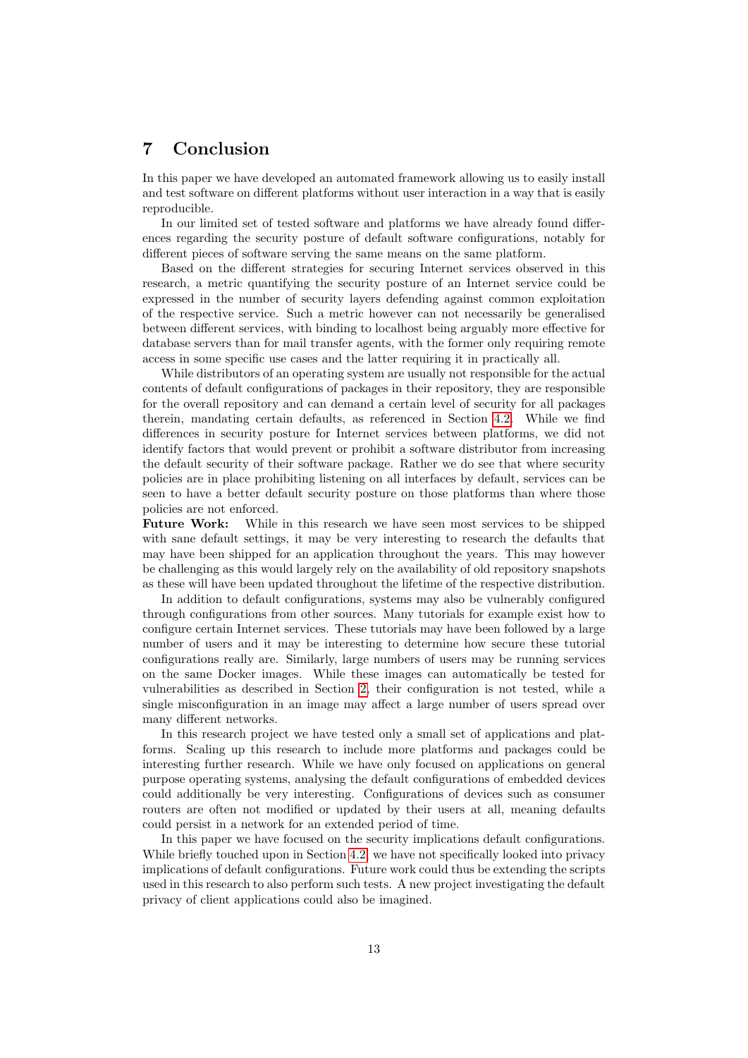## 7 Conclusion

In this paper we have developed an automated framework allowing us to easily install and test software on different platforms without user interaction in a way that is easily reproducible.

In our limited set of tested software and platforms we have already found differences regarding the security posture of default software configurations, notably for different pieces of software serving the same means on the same platform.

Based on the different strategies for securing Internet services observed in this research, a metric quantifying the security posture of an Internet service could be expressed in the number of security layers defending against common exploitation of the respective service. Such a metric however can not necessarily be generalised between different services, with binding to localhost being arguably more effective for database servers than for mail transfer agents, with the former only requiring remote access in some specific use cases and the latter requiring it in practically all.

While distributors of an operating system are usually not responsible for the actual contents of default configurations of packages in their repository, they are responsible for the overall repository and can demand a certain level of security for all packages therein, mandating certain defaults, as referenced in Section 4.2. While we find differences in security posture for Internet services between platforms, we did not identify factors that would prevent or prohibit a software distributor from increasing the default security of their software package. Rather we do see that where security policies are in place prohibiting listening on all interfaces by default, services can be seen to have a better default security posture on those platforms than where those policies are not enforced.

**Future Work:** While in this research we have seen most services to be shipped with sane default settings, it may be very interesting to research the defaults that may have been shipped for an application throughout the years. This may however be challenging as this would largely rely on the availability of old repository snapshots as these will have been updated throughout the lifetime of the respective distribution.

In addition to default configurations, systems may also be vulnerably configured through configurations from other sources. Many tutorials for example exist how to configure certain Internet services. These tutorials may have been followed by a large number of users and it may be interesting to determine how secure these tutorial configurations really are. Similarly, large numbers of users may be running services on the same Docker images. While these images can automatically be tested for vulnerabilities as described in Section 2, their configuration is not tested, while a single misconfiguration in an image may affect a large number of users spread over many different networks.

In this research project we have tested only a small set of applications and platforms. Scaling up this research to include more platforms and packages could be interesting further research. While we have only focused on applications on general purpose operating systems, analysing the default configurations of embedded devices could additionally be very interesting. Configurations of devices such as consumer routers are often not modified or updated by their users at all, meaning defaults could persist in a network for an extended period of time.

In this paper we have focused on the security implications default configurations. While briefly touched upon in Section 4.2, we have not specifically looked into privacy implications of default configurations. Future work could thus be extending the scripts used in this research to also perform such tests. A new project investigating the default privacy of client applications could also be imagined.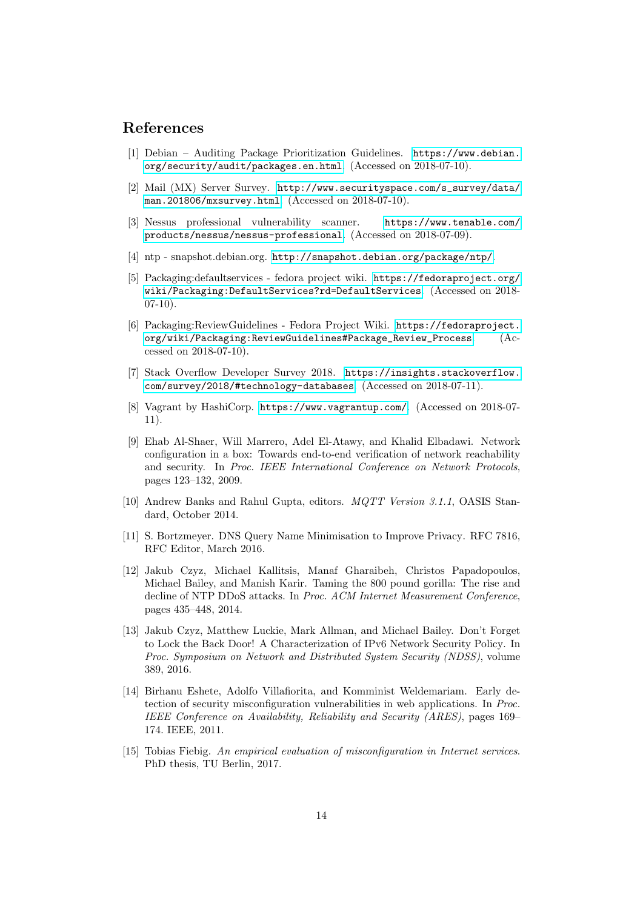## References

[1] Debian – Auditing Package Prioritization Guidelines. https://www.debian.org/security/audit/packages.en.html. (Accessed on 2018-07-10).

[2] Mail (MX) Server Survey. http://www.securityspace.com/s_survey/data/man.201806/mxsurvey.html. (Accessed on 2018-07-10).

[3] Nessus professional vulnerability scanner. https://www.tenable.com/products/nessus/nessus-professional. (Accessed on 2018-07-09).

[4] ntp - snapshot.debian.org. http://snapshot.debian.org/package/ntp/.

[5] Packaging:defaultservices - fedora project wiki. https://fedoraproject.org/wiki/Packaging:DefaultServices?rd=DefaultServices. (Accessed on 2018-07-10).

[6] Packaging:ReviewGuidelines - Fedora Project Wiki. https://fedoraproject.org/wiki/Packaging:ReviewGuidelines#Package_Review_Process. (Accessed on 2018-07-10).

[7] Stack Overflow Developer Survey 2018. https://insights.stackoverflow.com/survey/2018/#technology-databases. (Accessed on 2018-07-11).

[8] Vagrant by HashiCorp. https://www.vagrantup.com/. (Accessed on 2018-07-11).

[9] Ehab Al-Shaer, Will Marrero, Adel El-Atawy, and Khalid Elbadawi. Network configuration in a box: Towards end-to-end verification of network reachability and security. In *Proc. IEEE International Conference on Network Protocols*, pages 123–132, 2009.

[10] Andrew Banks and Rahul Gupta, editors. *MQTT Version 3.1.1*, OASIS Standard, October 2014.

[11] S. Bortzmeyer. DNS Query Name Minimisation to Improve Privacy. RFC 7816, RFC Editor, March 2016.

[12] Jakub Czyz, Michael Kallitsis, Manaf Gharaibeh, Christos Papadopoulos, Michael Bailey, and Manish Karir. Taming the 800 pound gorilla: The rise and decline of NTP DDoS attacks. In *Proc. ACM Internet Measurement Conference*, pages 435–448, 2014.

[13] Jakub Czyz, Matthew Luckie, Mark Allman, and Michael Bailey. Don't Forget to Lock the Back Door! A Characterization of IPv6 Network Security Policy. In *Proc. Symposium on Network and Distributed System Security (NDSS)*, volume 389, 2016.

[14] Birhanu Eshete, Adolfo Villafiorita, and Komminist Weldemariam. Early detection of security misconfiguration vulnerabilities in web applications. In *Proc. IEEE Conference on Availability, Reliability and Security (ARES)*, pages 169–174. IEEE, 2011.

[15] Tobias Fiebig. *An empirical evaluation of misconfiguration in Internet services.* PhD thesis, TU Berlin, 2017.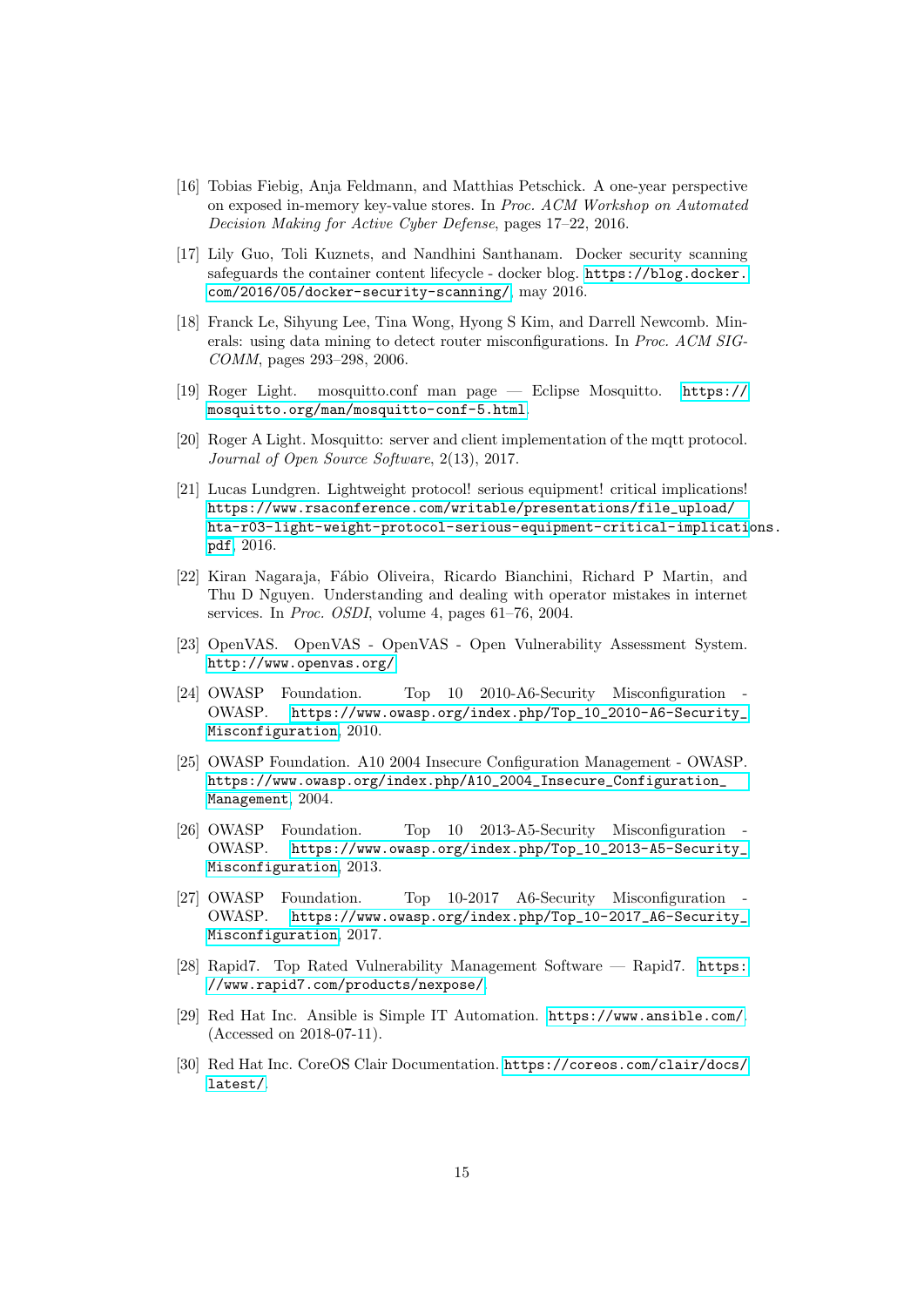[16] Tobias Fiebig, Anja Feldmann, and Matthias Petschick. A one-year perspective on exposed in-memory key-value stores. In *Proc. ACM Workshop on Automated Decision Making for Active Cyber Defense*, pages 17–22, 2016.

[17] Lily Guo, Toli Kuznets, and Nandhini Santhanam. Docker security scanning safeguards the container content lifecycle - docker blog. https://blog.docker.com/2016/05/docker-security-scanning/, may 2016.

[18] Franck Le, Sihyung Lee, Tina Wong, Hyong S Kim, and Darrell Newcomb. Minerals: using data mining to detect router misconfigurations. In *Proc. ACM SIGCOMM*, pages 293–298, 2006.

[19] Roger Light. mosquitto.conf man page — Eclipse Mosquitto. https://mosquitto.org/man/mosquitto-conf-5.html.

[20] Roger A Light. Mosquitto: server and client implementation of the mqtt protocol. *Journal of Open Source Software*, 2(13), 2017.

[21] Lucas Lundgren. Lightweight protocol! serious equipment! critical implications! https://www.rsaconference.com/writable/presentations/file_upload/hta-r03-light-weight-protocol-serious-equipment-critical-implications.pdf, 2016.

[22] Kiran Nagaraja, Fábio Oliveira, Ricardo Bianchini, Richard P Martin, and Thu D Nguyen. Understanding and dealing with operator mistakes in internet services. In *Proc. OSDI*, volume 4, pages 61–76, 2004.

[23] OpenVAS. OpenVAS - OpenVAS - Open Vulnerability Assessment System. http://www.openvas.org/.

[24] OWASP Foundation. Top 10 2010-A6-Security Misconfiguration - OWASP. https://www.owasp.org/index.php/Top_10_2010-A6-Security_Misconfiguration, 2010.

[25] OWASP Foundation. A10 2004 Insecure Configuration Management - OWASP. https://www.owasp.org/index.php/A10_2004_Insecure_Configuration_Management, 2004.

[26] OWASP Foundation. Top 10 2013-A5-Security Misconfiguration - OWASP. https://www.owasp.org/index.php/Top_10_2013-A5-Security_Misconfiguration, 2013.

[27] OWASP Foundation. Top 10-2017 A6-Security Misconfiguration - OWASP. https://www.owasp.org/index.php/Top_10-2017_A6-Security_Misconfiguration, 2017.

[28] Rapid7. Top Rated Vulnerability Management Software — Rapid7. https://www.rapid7.com/products/nexpose/.

[29] Red Hat Inc. Ansible is Simple IT Automation. https://www.ansible.com/. (Accessed on 2018-07-11).

[30] Red Hat Inc. CoreOS Clair Documentation. https://coreos.com/clair/docs/latest/.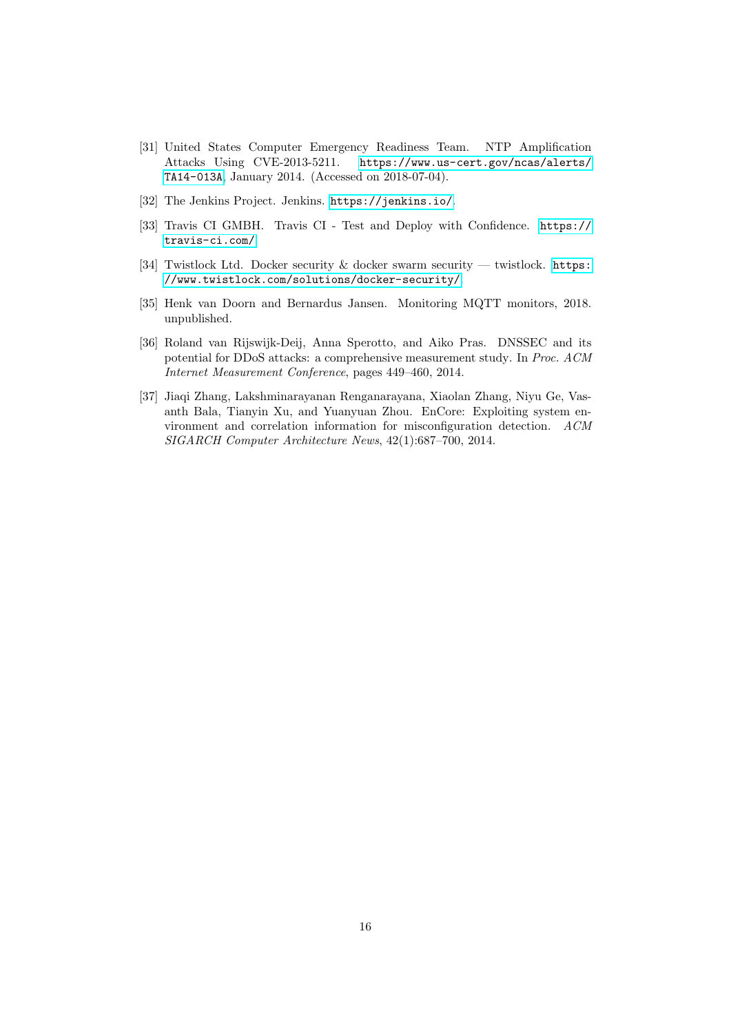[31] United States Computer Emergency Readiness Team. NTP Amplification Attacks Using CVE-2013-5211. https://www.us-cert.gov/ncas/alerts/TA14-013A, January 2014. (Accessed on 2018-07-04).

[32] The Jenkins Project. Jenkins. https://jenkins.io/.

[33] Travis CI GMBH. Travis CI - Test and Deploy with Confidence. https://travis-ci.com/.

[34] Twistlock Ltd. Docker security & docker swarm security — twistlock. https://www.twistlock.com/solutions/docker-security/.

[35] Henk van Doorn and Bernardus Jansen. Monitoring MQTT monitors, 2018. unpublished.

[36] Roland van Rijswijk-Deij, Anna Sperotto, and Aiko Pras. DNSSEC and its potential for DDoS attacks: a comprehensive measurement study. In *Proc. ACM Internet Measurement Conference*, pages 449–460, 2014.

[37] Jiaqi Zhang, Lakshminarayanan Renganarayana, Xiaolan Zhang, Niyu Ge, Vasanth Bala, Tianyin Xu, and Yuanyuan Zhou. EnCore: Exploiting system environment and correlation information for misconfiguration detection. *ACM SIGARCH Computer Architecture News*, 42(1):687–700, 2014.